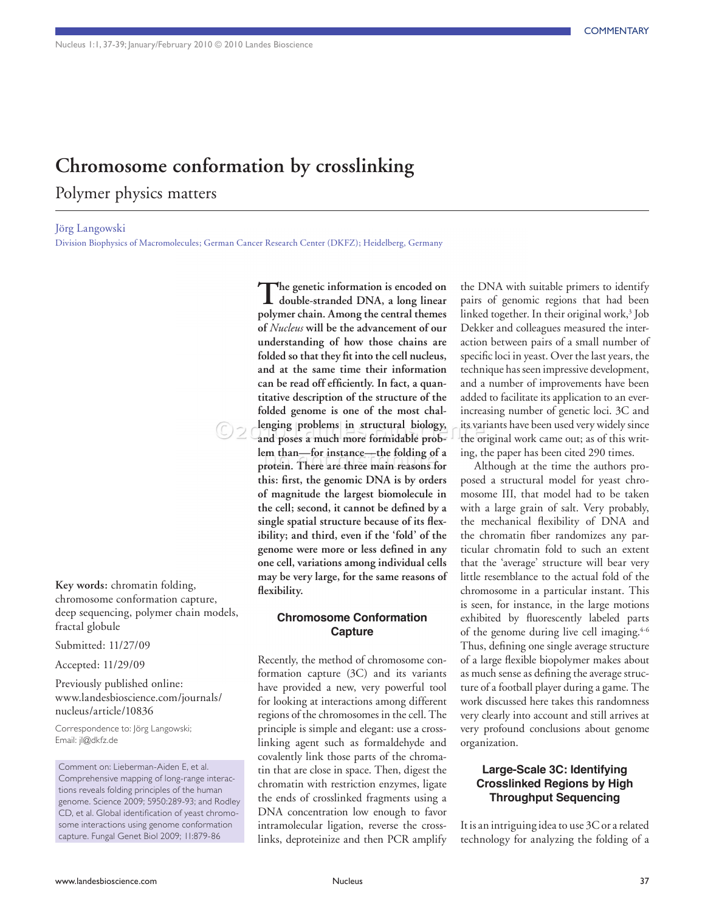COMMENTARY

# Chromosome conformation by crosslinking

## Polymer physics matters

Jörg Langowski

Division Biophysics of Macromolecules; German Cancer Research Center (DKFZ); Heidelberg, Germany

**Key words:** chromatin folding, chromosome conformation capture, deep sequencing, polymer chain models, fractal globule

Submitted: 11/27/09

Accepted: 11/29/09

Previously published online: www.landesbioscience.com/journals/nucleus/article/10836

Correspondence to: Jörg Langowski; Email: jl@dkfz.de

Comment on: Lieberman-Aiden E, et al. Comprehensive mapping of long-range interactions reveals folding principles of the human genome. Science 2009; 5950:289-93; and Rodley CD, et al. Global identification of yeast chromosome interactions using genome conformation capture. Fungal Genet Biol 2009; 11:879-86

**The genetic information is encoded on double-stranded DNA, a long linear polymer chain. Among the central themes of *Nucleus* will be the advancement of our understanding of how those chains are folded so that they fit into the cell nucleus, and at the same time their information can be read off efficiently. In fact, a quantitative description of the structure of the folded genome is one of the most challenging problems in structural biology, and poses a much more formidable problem than—for instance—the folding of a protein. There are three main reasons for this: first, the genomic DNA is by orders of magnitude the largest biomolecule in the cell; second, it cannot be defined by a single spatial structure because of its flexibility; and third, even if the 'fold' of the genome were more or less defined in any one cell, variations among individual cells may be very large, for the same reasons of flexibility.**

### Chromosome Conformation Capture

Recently, the method of chromosome conformation capture (3C) and its variants have provided a new, very powerful tool for looking at interactions among different regions of the chromosomes in the cell. The principle is simple and elegant: use a crosslinking agent such as formaldehyde and covalently link those parts of the chromatin that are close in space. Then, digest the chromatin with restriction enzymes, ligate the ends of crosslinked fragments using a DNA concentration low enough to favor intramolecular ligation, reverse the crosslinks, deproteinize and then PCR amplify the DNA with suitable primers to identify pairs of genomic regions that had been linked together. In their original work,[3] Job Dekker and colleagues measured the interaction between pairs of a small number of specific loci in yeast. Over the last years, the technique has seen impressive development, and a number of improvements have been added to facilitate its application to an ever-increasing number of genetic loci. 3C and its variants have been used very widely since the original work came out; as of this writing, the paper has been cited 290 times.

Although at the time the authors proposed a structural model for yeast chromosome III, that model had to be taken with a large grain of salt. Very probably, the mechanical flexibility of DNA and the chromatin fiber randomizes any particular chromatin fold to such an extent that the 'average' structure will bear very little resemblance to the actual fold of the chromosome in a particular instant. This is seen, for instance, in the large motions exhibited by fluorescently labeled parts of the genome during live cell imaging.[4-6] Thus, defining one single average structure of a large flexible biopolymer makes about as much sense as defining the average structure of a football player during a game. The work discussed here takes this randomness very clearly into account and still arrives at very profound conclusions about genome organization.

### Large-Scale 3C: Identifying Crosslinked Regions by High Throughput Sequencing

It is an intriguing idea to use 3C or a related technology for analyzing the folding of a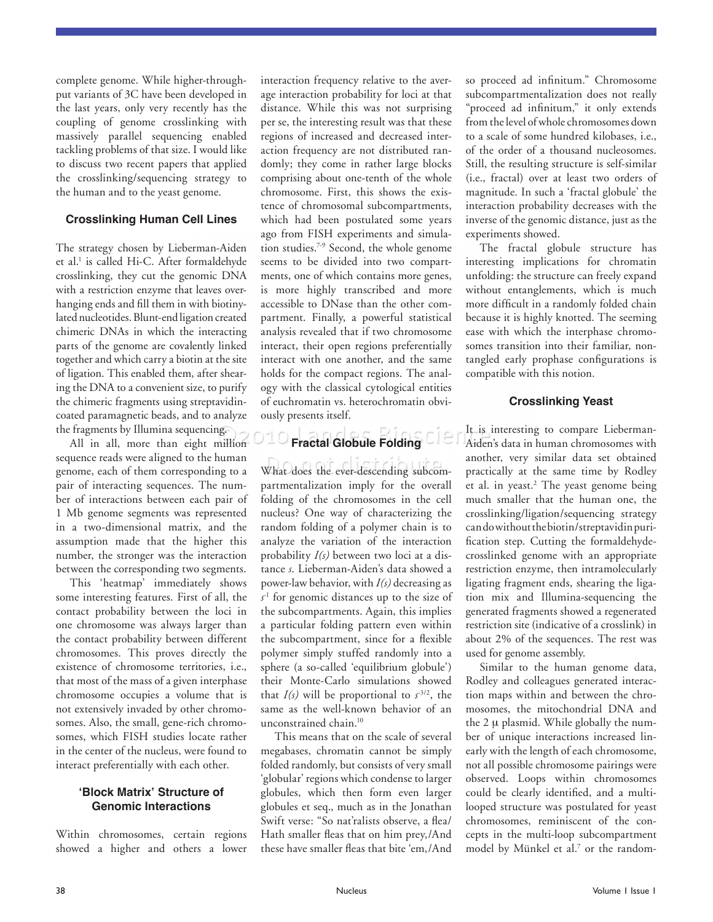complete genome. While higher-throughput variants of 3C have been developed in the last years, only very recently has the coupling of genome crosslinking with massively parallel sequencing enabled tackling problems of that size. I would like to discuss two recent papers that applied the crosslinking/sequencing strategy to the human and to the yeast genome.

### Crosslinking Human Cell Lines

The strategy chosen by Lieberman-Aiden et al.[1] is called Hi-C. After formaldehyde crosslinking, they cut the genomic DNA with a restriction enzyme that leaves overhanging ends and fill them in with biotinylated nucleotides. Blunt-end ligation created chimeric DNAs in which the interacting parts of the genome are covalently linked together and which carry a biotin at the site of ligation. This enabled them, after shearing the DNA to a convenient size, to purify the chimeric fragments using streptavidin-coated paramagnetic beads, and to analyze the fragments by Illumina sequencing.

All in all, more than eight million sequence reads were aligned to the human genome, each of them corresponding to a pair of interacting sequences. The number of interactions between each pair of 1 Mb genome segments was represented in a two-dimensional matrix, and the assumption made that the higher this number, the stronger was the interaction between the corresponding two segments.

This 'heatmap' immediately shows some interesting features. First of all, the contact probability between the loci in one chromosome was always larger than the contact probability between different chromosomes. This proves directly the existence of chromosome territories, i.e., that most of the mass of a given interphase chromosome occupies a volume that is not extensively invaded by other chromosomes. Also, the small, gene-rich chromosomes, which FISH studies locate rather in the center of the nucleus, were found to interact preferentially with each other.

### 'Block Matrix' Structure of Genomic Interactions

Within chromosomes, certain regions showed a higher and others a lower interaction frequency relative to the average interaction probability for loci at that distance. While this was not surprising per se, the interesting result was that these regions of increased and decreased interaction frequency are not distributed randomly; they come in rather large blocks comprising about one-tenth of the whole chromosome. First, this shows the existence of chromosomal subcompartments, which had been postulated some years ago from FISH experiments and simulation studies.[7-9] Second, the whole genome seems to be divided into two compartments, one of which contains more genes, is more highly transcribed and more accessible to DNase than the other compartment. Finally, a powerful statistical analysis revealed that if two chromosome interact, their open regions preferentially interact with one another, and the same holds for the compact regions. The analogy with the classical cytological entities of euchromatin vs. heterochromatin obviously presents itself.

### Fractal Globule Folding

What does the ever-descending subcompartmentalization imply for the overall folding of the chromosomes in the cell nucleus? One way of characterizing the random folding of a polymer chain is to analyze the variation of the interaction probability *I(s)* between two loci at a distance *s*. Lieberman-Aiden's data showed a power-law behavior, with *I(s)* decreasing as $s^{-1}$ for genomic distances up to the size of the subcompartments. Again, this implies a particular folding pattern even within the subcompartment, since for a flexible polymer simply stuffed randomly into a sphere (a so-called 'equilibrium globule') their Monte-Carlo simulations showed that *I(s)* will be proportional to $s^{-3/2}$, the same as the well-known behavior of an unconstrained chain.[10]

This means that on the scale of several megabases, chromatin cannot be simply folded randomly, but consists of very small 'globular' regions which condense to larger globules, which then form even larger globules et seq., much as in the Jonathan Swift verse: "So nat'ralists observe, a flea/Hath smaller fleas that on him prey,/And these have smaller fleas that bite 'em,/And so proceed ad infinitum." Chromosome subcompartmentalization does not really "proceed ad infinitum," it only extends from the level of whole chromosomes down to a scale of some hundred kilobases, i.e., of the order of a thousand nucleosomes. Still, the resulting structure is self-similar (i.e., fractal) over at least two orders of magnitude. In such a 'fractal globule' the interaction probability decreases with the inverse of the genomic distance, just as the experiments showed.

The fractal globule structure has interesting implications for chromatin unfolding: the structure can freely expand without entanglements, which is much more difficult in a randomly folded chain because it is highly knotted. The seeming ease with which the interphase chromosomes transition into their familiar, non-tangled early prophase configurations is compatible with this notion.

### Crosslinking Yeast

It is interesting to compare Lieberman-Aiden's data in human chromosomes with another, very similar data set obtained practically at the same time by Rodley et al. in yeast.[2] The yeast genome being much smaller that the human one, the crosslinking/ligation/sequencing strategy can do without the biotin/streptavidin purification step. Cutting the formaldehyde-crosslinked genome with an appropriate restriction enzyme, then intramolecularly ligating fragment ends, shearing the ligation mix and Illumina-sequencing the generated fragments showed a regenerated restriction site (indicative of a crosslink) in about 2% of the sequences. The rest was used for genome assembly.

Similar to the human genome data, Rodley and colleagues generated interaction maps within and between the chromosomes, the mitochondrial DNA and the 2 μ plasmid. While globally the number of unique interactions increased linearly with the length of each chromosome, not all possible chromosome pairings were observed. Loops within chromosomes could be clearly identified, and a multi-looped structure was postulated for yeast chromosomes, reminiscent of the concepts in the multi-loop subcompartment model by Münkel et al.[7] or the random-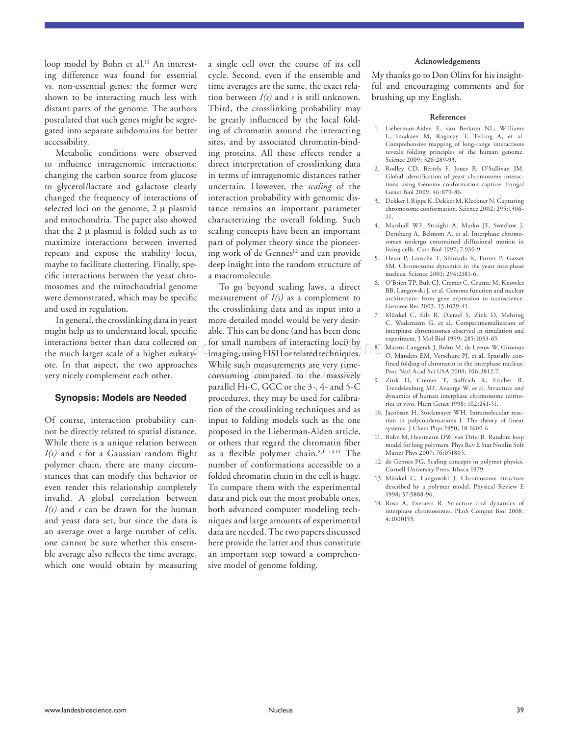loop model by Bohn et al.[11] An interesting difference was found for essential vs. non-essential genes: the former were shown to be interacting much less with distant parts of the genome. The authors postulated that such genes might be segregated into separate subdomains for better accessibility.

Metabolic conditions were observed to influence intragenomic interactions: changing the carbon source from glucose to glycerol/lactate and galactose clearly changed the frequency of interactions of selected loci on the genome, 2 μ plasmid and mitochondria. The paper also showed that the 2 μ plasmid is folded such as to maximize interactions between inverted repeats and expose the stability locus, maybe to facilitate clustering. Finally, specific interactions between the yeast chromosomes and the mitochondrial genome were demonstrated, which may be specific and used in regulation.

In general, the crosslinking data in yeast might help us to understand local, specific interactions better than data collected on the much larger scale of a higher eukaryote. In that aspect, the two approaches very nicely complement each other.

## Synopsis: Models are Needed

Of course, interaction probability cannot be directly related to spatial distance. While there is a unique relation between *I(s)* and *s* for a Gaussian random flight polymer chain, there are many circumstances that can modify this behavior or even render this relationship completely invalid. A global correlation between *I(s)* and *s* can be drawn for the human and yeast data set, but since the data is an average over a large number of cells, one cannot be sure whether this ensemble average also reflects the time average, which one would obtain by measuring a single cell over the course of its cell cycle. Second, even if the ensemble and time averages are the same, the exact relation between *I(s)* and *s* is still unknown. Third, the crosslinking probability may be greatly influenced by the local folding of chromatin around the interacting sites, and by associated chromatin-binding proteins. All these effects render a direct interpretation of crosslinking data in terms of intragenomic distances rather uncertain. However, the *scaling* of the interaction probability with genomic distance remains an important parameter characterizing the overall folding. Such scaling concepts have been an important part of polymer theory since the pioneering work of de Gennes[12] and can provide deep insight into the random structure of a macromolecule.

To go beyond scaling laws, a direct measurement of *I(s)* as a complement to the crosslinking data and as input into a more detailed model would be very desirable. This can be done (and has been done for small numbers of interacting loci) by imaging, using FISH or related techniques. While such measurements are very time-consuming compared to the massively parallel Hi-C, GCC or the 3-, 4- and 5-C procedures, they may be used for calibration of the crosslinking techniques and as input to folding models such as the one proposed in the Lieberman-Aiden article, or others that regard the chromatin fiber as a flexible polymer chain.[8,11,13,14] The number of conformations accessible to a folded chromatin chain in the cell is huge. To compare them with the experimental data and pick out the most probable ones, both advanced computer modeling techniques and large amounts of experimental data are needed. The two papers discussed here provide the latter and thus constitute an important step toward a comprehensive model of genome folding.

### Acknowledgements

My thanks go to Don Olins for his insightful and encouraging comments and for brushing up my English.

### References

1. Lieberman-Aiden E, van Berkum NL, Williams L, Imakaev M, Ragoczy T, Telling A, et al. Comprehensive mapping of long-range interactions reveals folding principles of the human genome. Science 2009; 326:289-93.
2. Rodley CD, Bertels F, Jones B, O'Sullivan JM. Global identification of yeast chromosome interactions using Genome conformation capture. Fungal Genet Biol 2009; 46:879-86.
3. Dekker J, Rippe K, Dekker M, Kleckner N. Capturing chromosome conformation. Science 2002; 295:1306-11.
4. Marshall WF, Straight A, Marko JF, Swedlow J, Dernburg A, Belmont A, et al. Interphase chromosomes undergo constrained diffusional motion in living cells. Curr Biol 1997; 7:930-9.
5. Heun P, Laroche T, Shimada K, Furrer P, Gasser SM. Chromosome dynamics in the yeast interphase nucleus. Science 2001; 294:2181-6.
6. O'Brien TP, Bult CJ, Cremer C, Grunze M, Knowles BB, Langowski J, et al. Genome function and nuclear architecture: from gene expression to nanoscience. Genome Res 2003; 13:1029-41.
7. Münkel C, Eils R, Dietzel S, Zink D, Mehring C, Wedemann G, et al. Compartmentalization of interphase chromosomes observed in simulation and experiment. J Mol Biol 1999; 285:1053-65.
8. Mateos-Langerak J, Bohn M, de Leeuw W, Giromus O, Manders EM, Verschure PJ, et al. Spatially confined folding of chromatin in the interphase nucleus. Proc Natl Acad Sci USA 2009; 106:3812-7.
9. Zink D, Cremer T, Saffrich R, Fischer R, Trendelenburg MF, Ansorge W, et al. Structure and dynamics of human interphase chromosome territories in vivo. Hum Genet 1998; 102:241-51.
10. Jacobson H, Stockmayer WH. Intramolecular reaction in polycondensations I. The theory of linear systems. J Chem Phys 1950; 18:1600-6.
11. Bohn M, Heermann DW, van Driel R. Random loop model for long polymers. Phys Rev E Stat Nonlin Soft Matter Phys 2007; 76:051805.
12. de Gennes PG. Scaling concepts in polymer physics. Cornell University Press, Ithaca 1979.
13. Münkel C, Langowski J. Chromosome structure described by a polymer model. Physical Review E 1998; 57:5888-96.
14. Rosa A, Everaers R. Structure and dynamics of interphase chromosomes. PLoS Comput Biol 2008; 4:1000153.